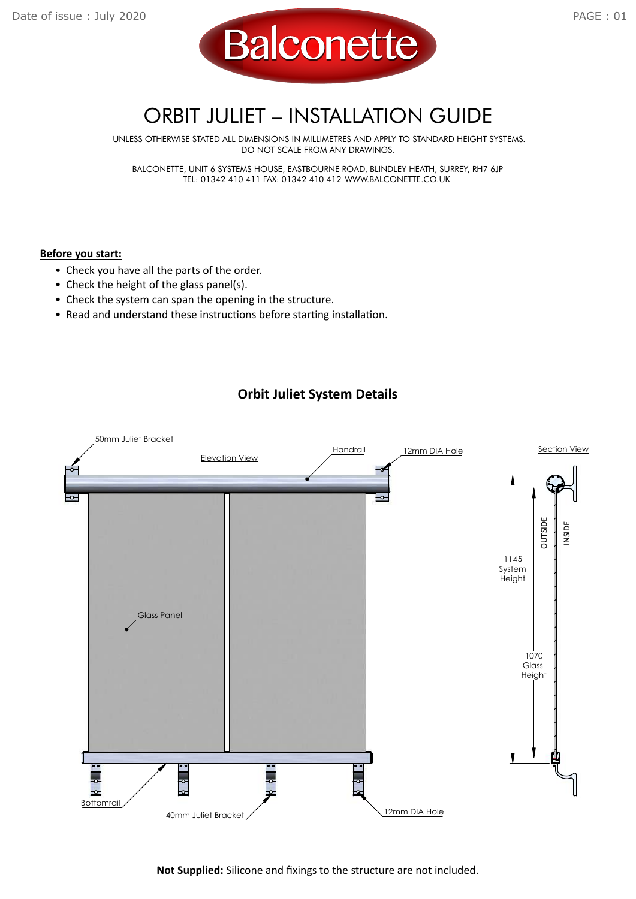Balconette

# ORBIT JULIET – INSTALLATION GUIDE

UNLESS OTHERWISE STATED ALL DIMENSIONS IN MILLIMETRES AND APPLY TO STANDARD HEIGHT SYSTEMS.
DO NOT SCALE FROM ANY DRAWINGS.

BALCONETTE, UNIT 6 SYSTEMS HOUSE, EASTBOURNE ROAD, BLINDLEY HEATH, SURREY, RH7 6JP
TEL: 01342 410 411 FAX: 01342 410 412 WWW.BALCONETTE.CO.UK

**Before you start:**

- Check you have all the parts of the order.
- Check the height of the glass panel(s).
- Check the system can span the opening in the structure.
- Read and understand these instructions before starting installation.

## Orbit Juliet System Details

Elevation View

50mm Juliet Bracket

Handrail

12mm DIA Hole

Glass Panel

Bottomrail

40mm Juliet Bracket

12mm DIA Hole

Section View

OUTSIDE

INSIDE

1145
System
Height

1070
Glass
Height

**Not Supplied:** Silicone and fixings to the structure are not included.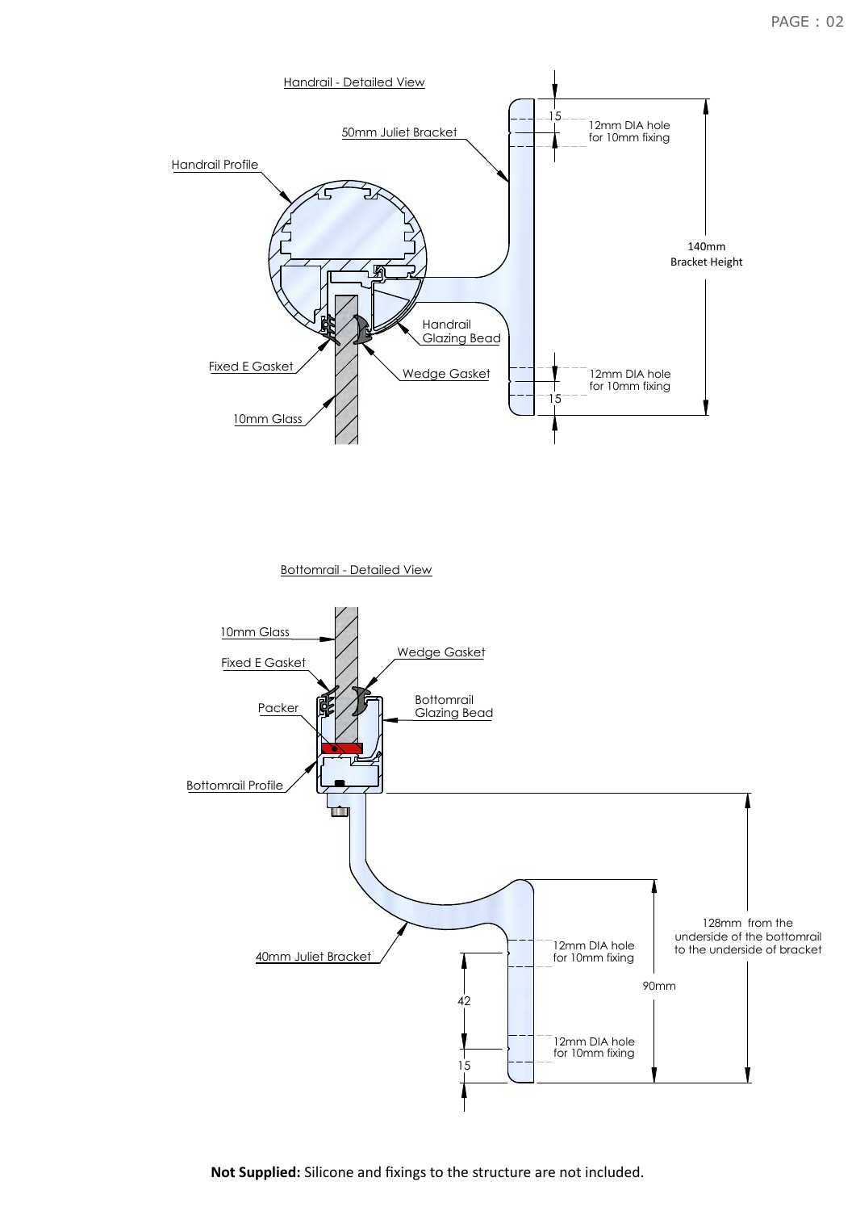## Handrail - Detailed View

- 50mm Juliet Bracket
- Handrail Profile
- Handrail Glazing Bead
- Fixed E Gasket
- Wedge Gasket
- 10mm Glass
- 12mm DIA hole for 10mm fixing
- 15
- 140mm Bracket Height
- 12mm DIA hole for 10mm fixing
- 15

## Bottomrail - Detailed View

- 10mm Glass
- Wedge Gasket
- Fixed E Gasket
- Bottomrail Glazing Bead
- Packer
- Bottomrail Profile
- 128mm from the underside of the bottomrail to the underside of bracket
- 40mm Juliet Bracket
- 12mm DIA hole for 10mm fixing
- 90mm
- 42
- 12mm DIA hole for 10mm fixing
- 15

**Not Supplied:** Silicone and fixings to the structure are not included.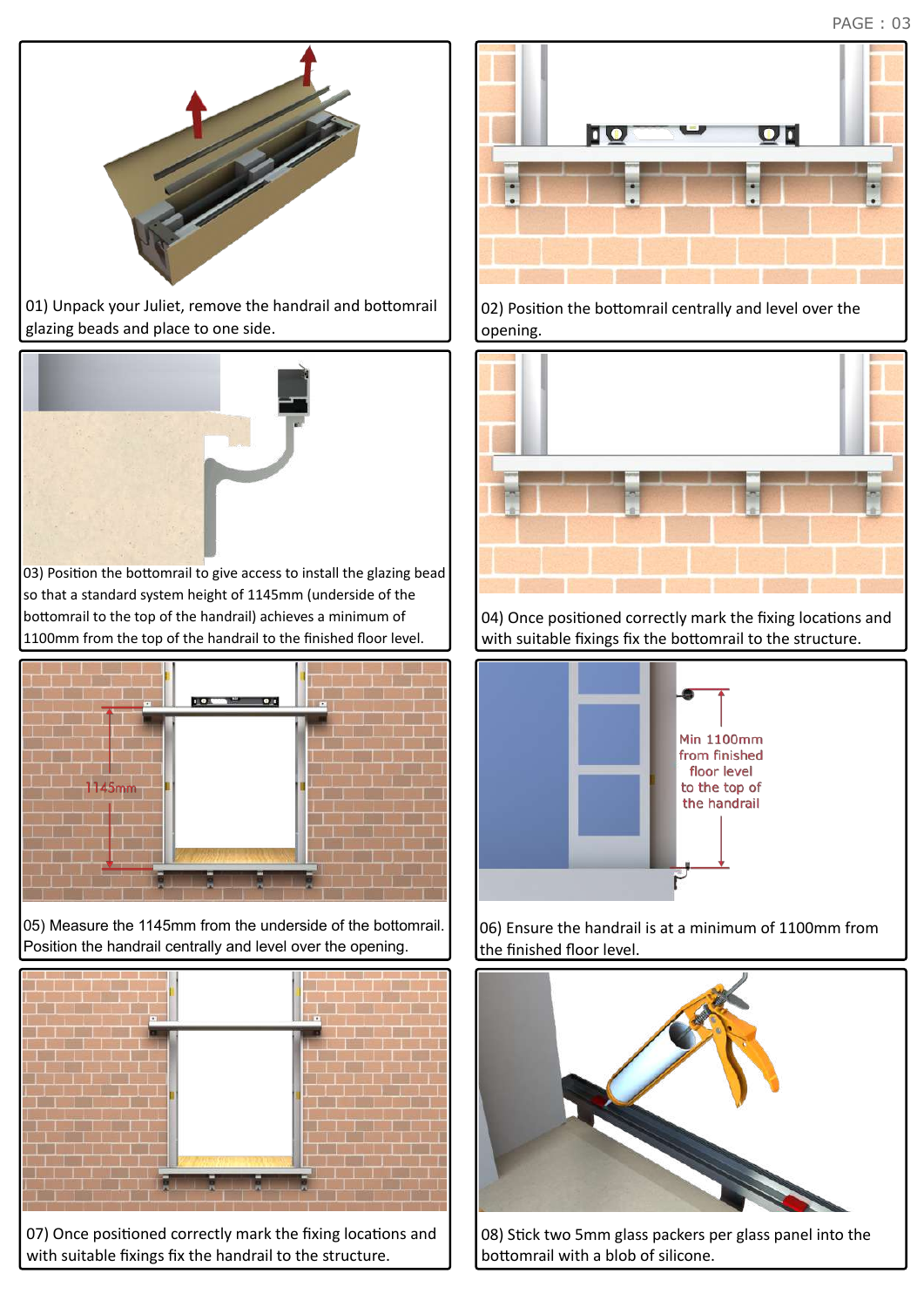01) Unpack your Juliet, remove the handrail and bottomrail glazing beads and place to one side.

02) Position the bottomrail centrally and level over the opening.

03) Position the bottomrail to give access to install the glazing bead so that a standard system height of 1145mm (underside of the bottomrail to the top of the handrail) achieves a minimum of 1100mm from the top of the handrail to the finished floor level.

04) Once positioned correctly mark the fixing locations and with suitable fixings fix the bottomrail to the structure.

1145mm

05) Measure the 1145mm from the underside of the bottomrail. Position the handrail centrally and level over the opening.

Min 1100mm from finished floor level to the top of the handrail

06) Ensure the handrail is at a minimum of 1100mm from the finished floor level.

07) Once positioned correctly mark the fixing locations and with suitable fixings fix the handrail to the structure.

08) Stick two 5mm glass packers per glass panel into the bottomrail with a blob of silicone.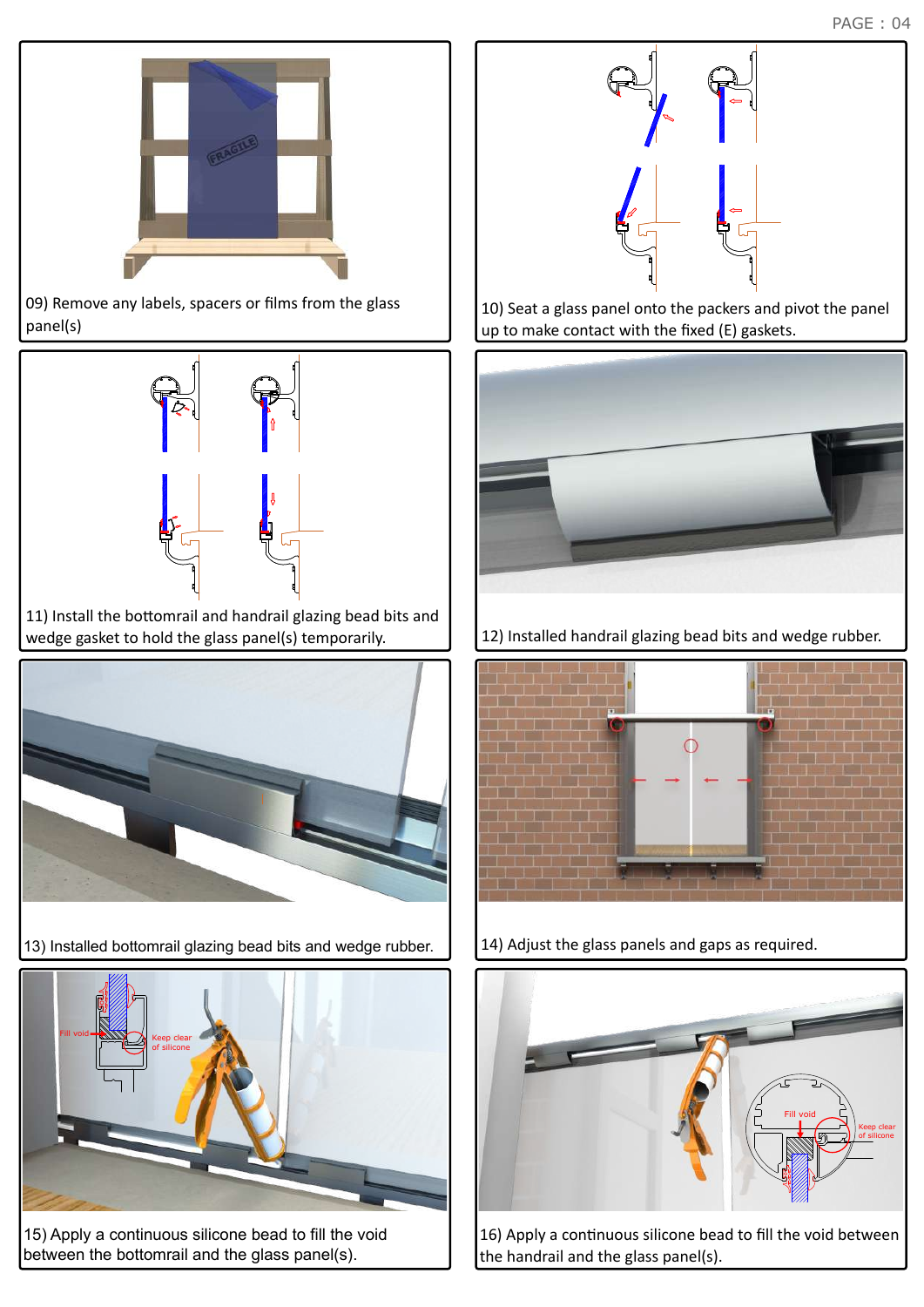09) Remove any labels, spacers or films from the glass panel(s)

10) Seat a glass panel onto the packers and pivot the panel up to make contact with the fixed (E) gaskets.

11) Install the bottomrail and handrail glazing bead bits and wedge gasket to hold the glass panel(s) temporarily.

12) Installed handrail glazing bead bits and wedge rubber.

13) Installed bottomrail glazing bead bits and wedge rubber.

14) Adjust the glass panels and gaps as required.

Fill void

Keep clear of silicone

15) Apply a continuous silicone bead to fill the void between the bottomrail and the glass panel(s).

Fill void

Keep clear of silicone

16) Apply a continuous silicone bead to fill the void between the handrail and the glass panel(s).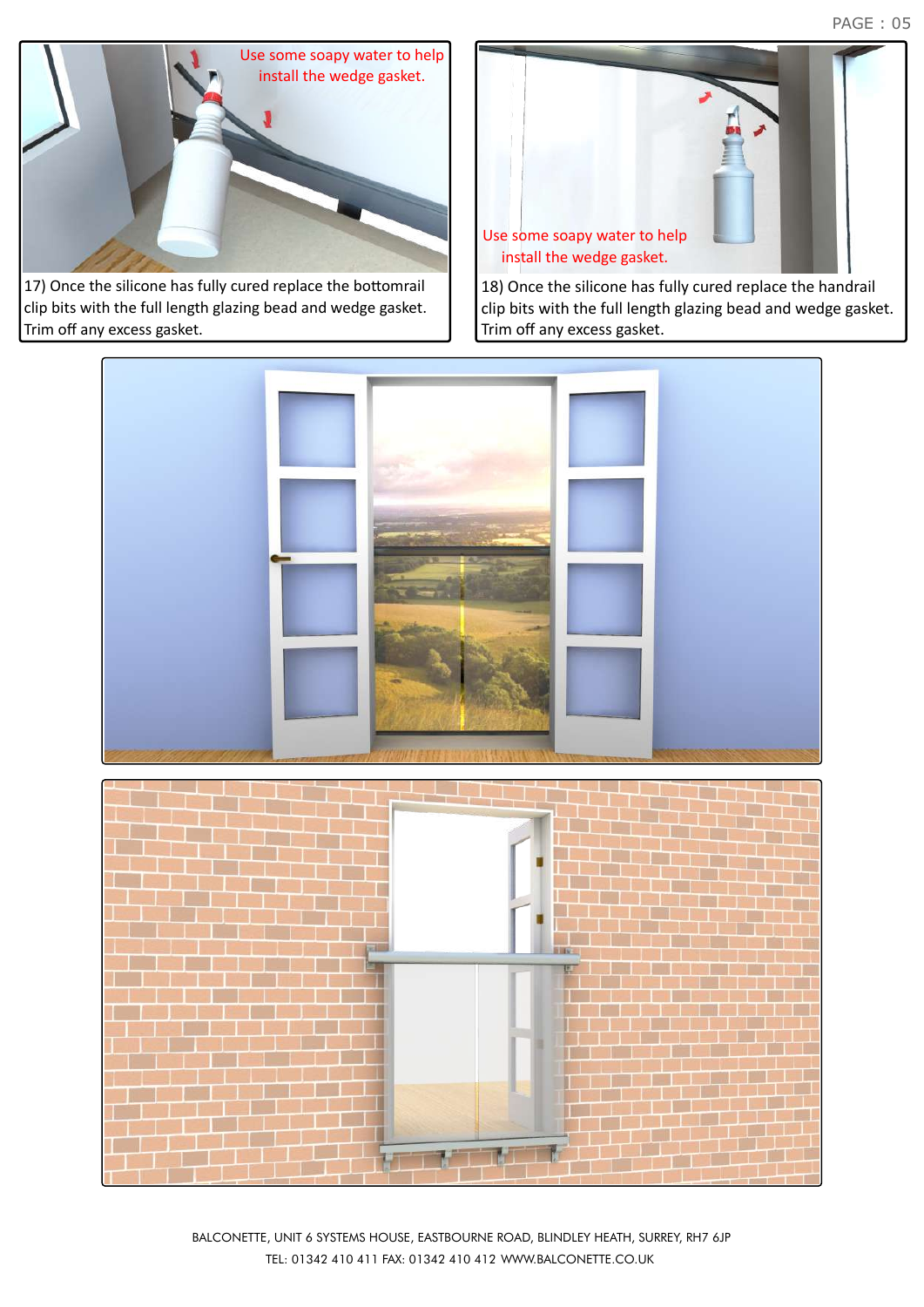Use some soapy water to help install the wedge gasket.

17) Once the silicone has fully cured replace the bottomrail clip bits with the full length glazing bead and wedge gasket. Trim off any excess gasket.

Use some soapy water to help install the wedge gasket.

18) Once the silicone has fully cured replace the handrail clip bits with the full length glazing bead and wedge gasket. Trim off any excess gasket.

BALCONETTE, UNIT 6 SYSTEMS HOUSE, EASTBOURNE ROAD, BLINDLEY HEATH, SURREY, RH7 6JP
TEL: 01342 410 411 FAX: 01342 410 412 WWW.BALCONETTE.CO.UK